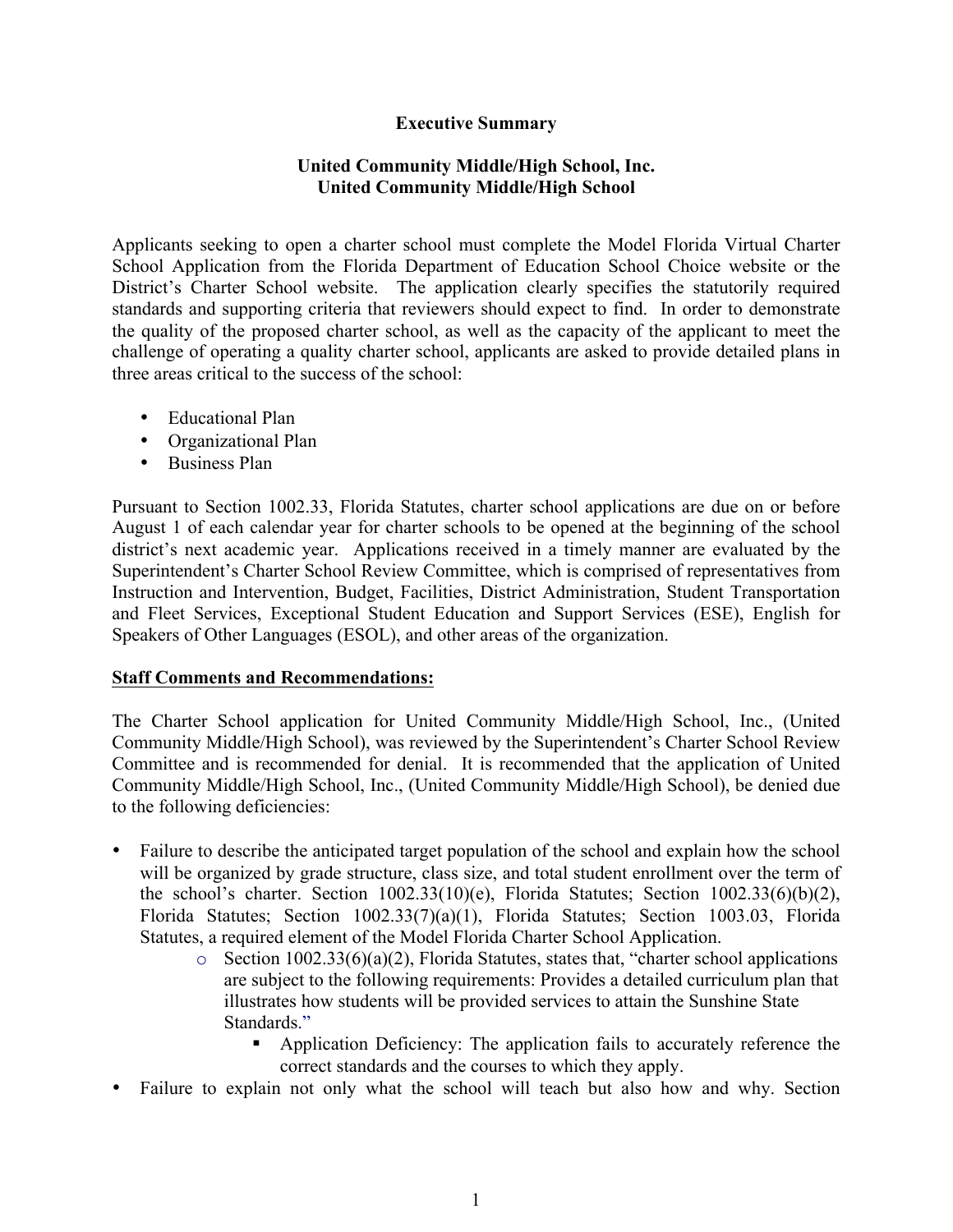**Executive Summary**

**United Community Middle/High School, Inc.**
**United Community Middle/High School**

Applicants seeking to open a charter school must complete the Model Florida Virtual Charter School Application from the Florida Department of Education School Choice website or the District's Charter School website. The application clearly specifies the statutorily required standards and supporting criteria that reviewers should expect to find. In order to demonstrate the quality of the proposed charter school, as well as the capacity of the applicant to meet the challenge of operating a quality charter school, applicants are asked to provide detailed plans in three areas critical to the success of the school:

- Educational Plan
- Organizational Plan
- Business Plan

Pursuant to Section 1002.33, Florida Statutes, charter school applications are due on or before August 1 of each calendar year for charter schools to be opened at the beginning of the school district's next academic year. Applications received in a timely manner are evaluated by the Superintendent's Charter School Review Committee, which is comprised of representatives from Instruction and Intervention, Budget, Facilities, District Administration, Student Transportation and Fleet Services, Exceptional Student Education and Support Services (ESE), English for Speakers of Other Languages (ESOL), and other areas of the organization.

**Staff Comments and Recommendations:**

The Charter School application for United Community Middle/High School, Inc., (United Community Middle/High School), was reviewed by the Superintendent's Charter School Review Committee and is recommended for denial. It is recommended that the application of United Community Middle/High School, Inc., (United Community Middle/High School), be denied due to the following deficiencies:

- Failure to describe the anticipated target population of the school and explain how the school will be organized by grade structure, class size, and total student enrollment over the term of the school's charter. Section 1002.33(10)(e), Florida Statutes; Section 1002.33(6)(b)(2), Florida Statutes; Section 1002.33(7)(a)(1), Florida Statutes; Section 1003.03, Florida Statutes, a required element of the Model Florida Charter School Application.
    - Section 1002.33(6)(a)(2), Florida Statutes, states that, "charter school applications are subject to the following requirements: Provides a detailed curriculum plan that illustrates how students will be provided services to attain the Sunshine State Standards."
        - Application Deficiency: The application fails to accurately reference the correct standards and the courses to which they apply.
- Failure to explain not only what the school will teach but also how and why. Section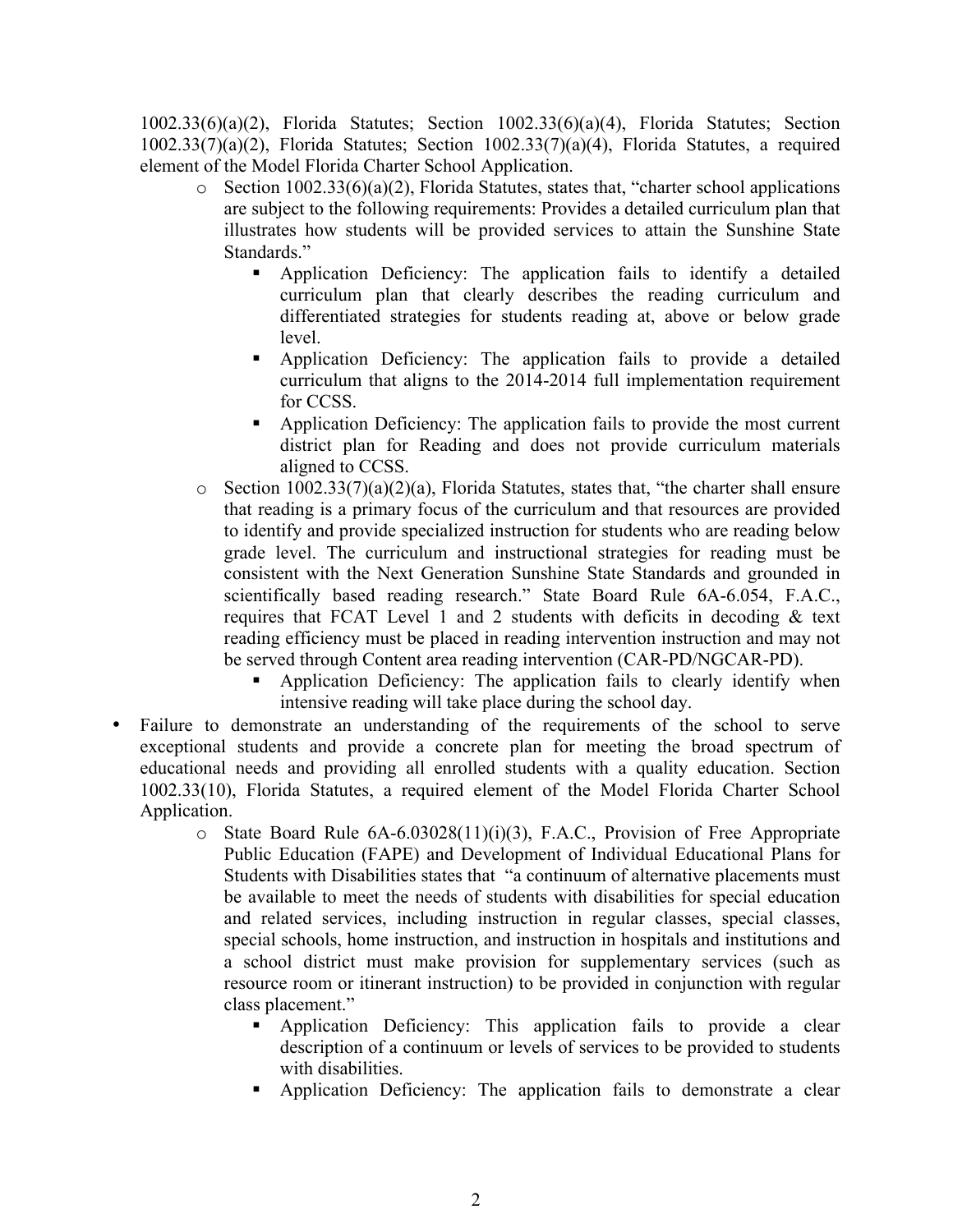1002.33(6)(a)(2), Florida Statutes; Section 1002.33(6)(a)(4), Florida Statutes; Section 1002.33(7)(a)(2), Florida Statutes; Section 1002.33(7)(a)(4), Florida Statutes, a required element of the Model Florida Charter School Application.

- Section 1002.33(6)(a)(2), Florida Statutes, states that, "charter school applications are subject to the following requirements: Provides a detailed curriculum plan that illustrates how students will be provided services to attain the Sunshine State Standards."
  - Application Deficiency: The application fails to identify a detailed curriculum plan that clearly describes the reading curriculum and differentiated strategies for students reading at, above or below grade level.
  - Application Deficiency: The application fails to provide a detailed curriculum that aligns to the 2014-2014 full implementation requirement for CCSS.
  - Application Deficiency: The application fails to provide the most current district plan for Reading and does not provide curriculum materials aligned to CCSS.
- Section 1002.33(7)(a)(2)(a), Florida Statutes, states that, "the charter shall ensure that reading is a primary focus of the curriculum and that resources are provided to identify and provide specialized instruction for students who are reading below grade level. The curriculum and instructional strategies for reading must be consistent with the Next Generation Sunshine State Standards and grounded in scientifically based reading research." State Board Rule 6A-6.054, F.A.C., requires that FCAT Level 1 and 2 students with deficits in decoding & text reading efficiency must be placed in reading intervention instruction and may not be served through Content area reading intervention (CAR-PD/NGCAR-PD).
  - Application Deficiency: The application fails to clearly identify when intensive reading will take place during the school day.

- Failure to demonstrate an understanding of the requirements of the school to serve exceptional students and provide a concrete plan for meeting the broad spectrum of educational needs and providing all enrolled students with a quality education. Section 1002.33(10), Florida Statutes, a required element of the Model Florida Charter School Application.
  - State Board Rule 6A-6.03028(11)(i)(3), F.A.C., Provision of Free Appropriate Public Education (FAPE) and Development of Individual Educational Plans for Students with Disabilities states that "a continuum of alternative placements must be available to meet the needs of students with disabilities for special education and related services, including instruction in regular classes, special classes, special schools, home instruction, and instruction in hospitals and institutions and a school district must make provision for supplementary services (such as resource room or itinerant instruction) to be provided in conjunction with regular class placement."
    - Application Deficiency: This application fails to provide a clear description of a continuum or levels of services to be provided to students with disabilities.
    - Application Deficiency: The application fails to demonstrate a clear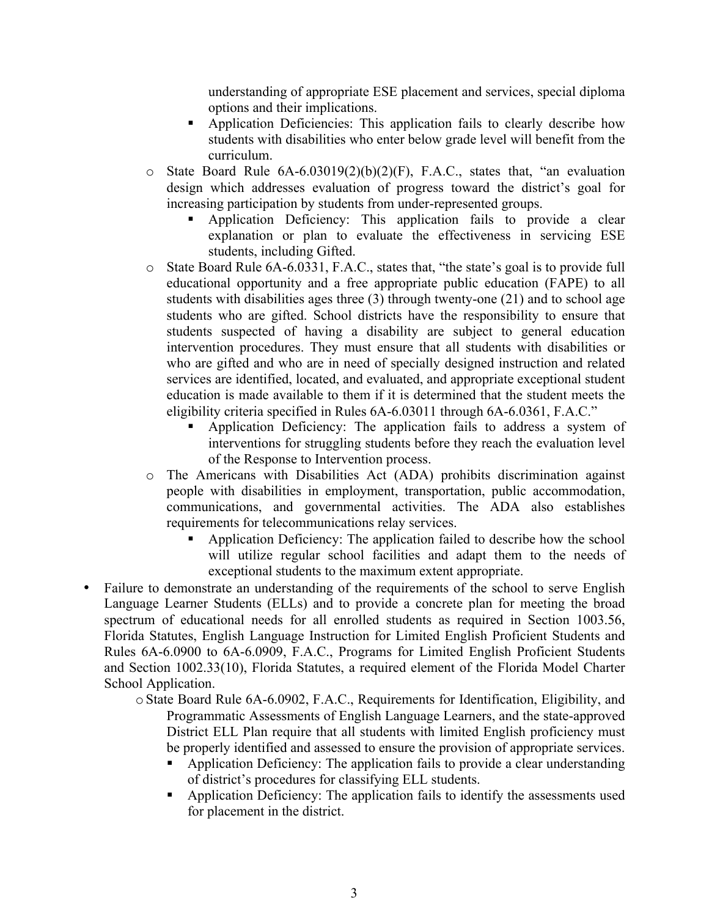- understanding of appropriate ESE placement and services, special diploma options and their implications.
    - Application Deficiencies: This application fails to clearly describe how students with disabilities who enter below grade level will benefit from the curriculum.
  - State Board Rule 6A-6.03019(2)(b)(2)(F), F.A.C., states that, "an evaluation design which addresses evaluation of progress toward the district's goal for increasing participation by students from under-represented groups.
    - Application Deficiency: This application fails to provide a clear explanation or plan to evaluate the effectiveness in servicing ESE students, including Gifted.
  - State Board Rule 6A-6.0331, F.A.C., states that, "the state's goal is to provide full educational opportunity and a free appropriate public education (FAPE) to all students with disabilities ages three (3) through twenty-one (21) and to school age students who are gifted. School districts have the responsibility to ensure that students suspected of having a disability are subject to general education intervention procedures. They must ensure that all students with disabilities or who are gifted and who are in need of specially designed instruction and related services are identified, located, and evaluated, and appropriate exceptional student education is made available to them if it is determined that the student meets the eligibility criteria specified in Rules 6A-6.03011 through 6A-6.0361, F.A.C."
    - Application Deficiency: The application fails to address a system of interventions for struggling students before they reach the evaluation level of the Response to Intervention process.
  - The Americans with Disabilities Act (ADA) prohibits discrimination against people with disabilities in employment, transportation, public accommodation, communications, and governmental activities. The ADA also establishes requirements for telecommunications relay services.
    - Application Deficiency: The application failed to describe how the school will utilize regular school facilities and adapt them to the needs of exceptional students to the maximum extent appropriate.
- Failure to demonstrate an understanding of the requirements of the school to serve English Language Learner Students (ELLs) and to provide a concrete plan for meeting the broad spectrum of educational needs for all enrolled students as required in Section 1003.56, Florida Statutes, English Language Instruction for Limited English Proficient Students and Rules 6A-6.0900 to 6A-6.0909, F.A.C., Programs for Limited English Proficient Students and Section 1002.33(10), Florida Statutes, a required element of the Florida Model Charter School Application.
  - State Board Rule 6A-6.0902, F.A.C., Requirements for Identification, Eligibility, and Programmatic Assessments of English Language Learners, and the state-approved District ELL Plan require that all students with limited English proficiency must be properly identified and assessed to ensure the provision of appropriate services.
    - Application Deficiency: The application fails to provide a clear understanding of district's procedures for classifying ELL students.
    - Application Deficiency: The application fails to identify the assessments used for placement in the district.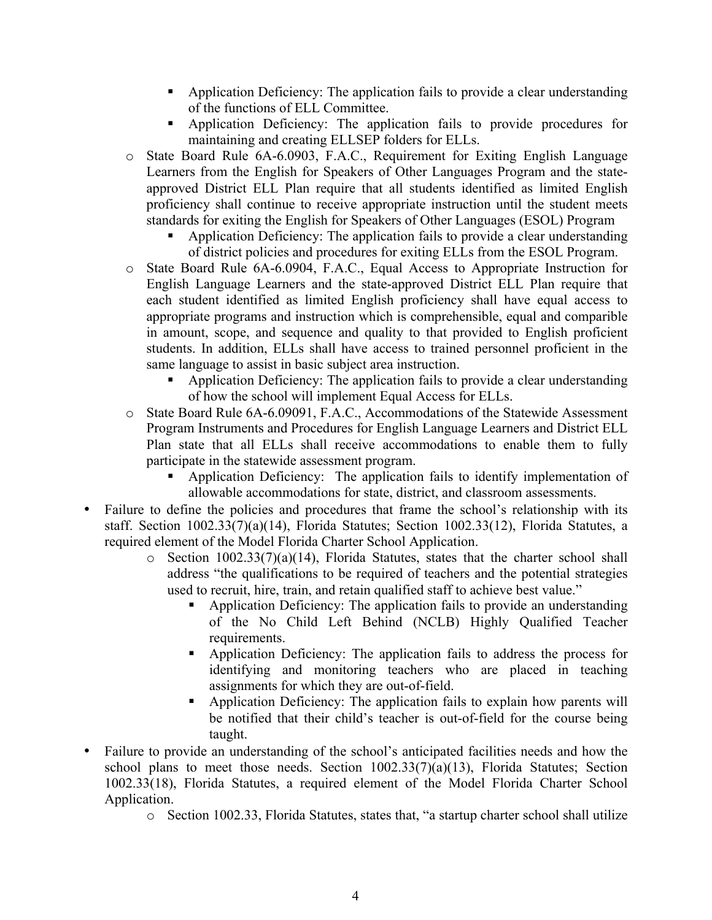- Application Deficiency: The application fails to provide a clear understanding of the functions of ELL Committee.
        - Application Deficiency: The application fails to provide procedures for maintaining and creating ELLSEP folders for ELLs.
    - State Board Rule 6A-6.0903, F.A.C., Requirement for Exiting English Language Learners from the English for Speakers of Other Languages Program and the state-approved District ELL Plan require that all students identified as limited English proficiency shall continue to receive appropriate instruction until the student meets standards for exiting the English for Speakers of Other Languages (ESOL) Program
        - Application Deficiency: The application fails to provide a clear understanding of district policies and procedures for exiting ELLs from the ESOL Program.
    - State Board Rule 6A-6.0904, F.A.C., Equal Access to Appropriate Instruction for English Language Learners and the state-approved District ELL Plan require that each student identified as limited English proficiency shall have equal access to appropriate programs and instruction which is comprehensible, equal and comparible in amount, scope, and sequence and quality to that provided to English proficient students. In addition, ELLs shall have access to trained personnel proficient in the same language to assist in basic subject area instruction.
        - Application Deficiency: The application fails to provide a clear understanding of how the school will implement Equal Access for ELLs.
    - State Board Rule 6A-6.09091, F.A.C., Accommodations of the Statewide Assessment Program Instruments and Procedures for English Language Learners and District ELL Plan state that all ELLs shall receive accommodations to enable them to fully participate in the statewide assessment program.
        - Application Deficiency: The application fails to identify implementation of allowable accommodations for state, district, and classroom assessments.
- Failure to define the policies and procedures that frame the school's relationship with its staff. Section 1002.33(7)(a)(14), Florida Statutes; Section 1002.33(12), Florida Statutes, a required element of the Model Florida Charter School Application.
    - Section 1002.33(7)(a)(14), Florida Statutes, states that the charter school shall address "the qualifications to be required of teachers and the potential strategies used to recruit, hire, train, and retain qualified staff to achieve best value."
        - Application Deficiency: The application fails to provide an understanding of the No Child Left Behind (NCLB) Highly Qualified Teacher requirements.
        - Application Deficiency: The application fails to address the process for identifying and monitoring teachers who are placed in teaching assignments for which they are out-of-field.
        - Application Deficiency: The application fails to explain how parents will be notified that their child's teacher is out-of-field for the course being taught.
- Failure to provide an understanding of the school's anticipated facilities needs and how the school plans to meet those needs. Section 1002.33(7)(a)(13), Florida Statutes; Section 1002.33(18), Florida Statutes, a required element of the Model Florida Charter School Application.
    - Section 1002.33, Florida Statutes, states that, "a startup charter school shall utilize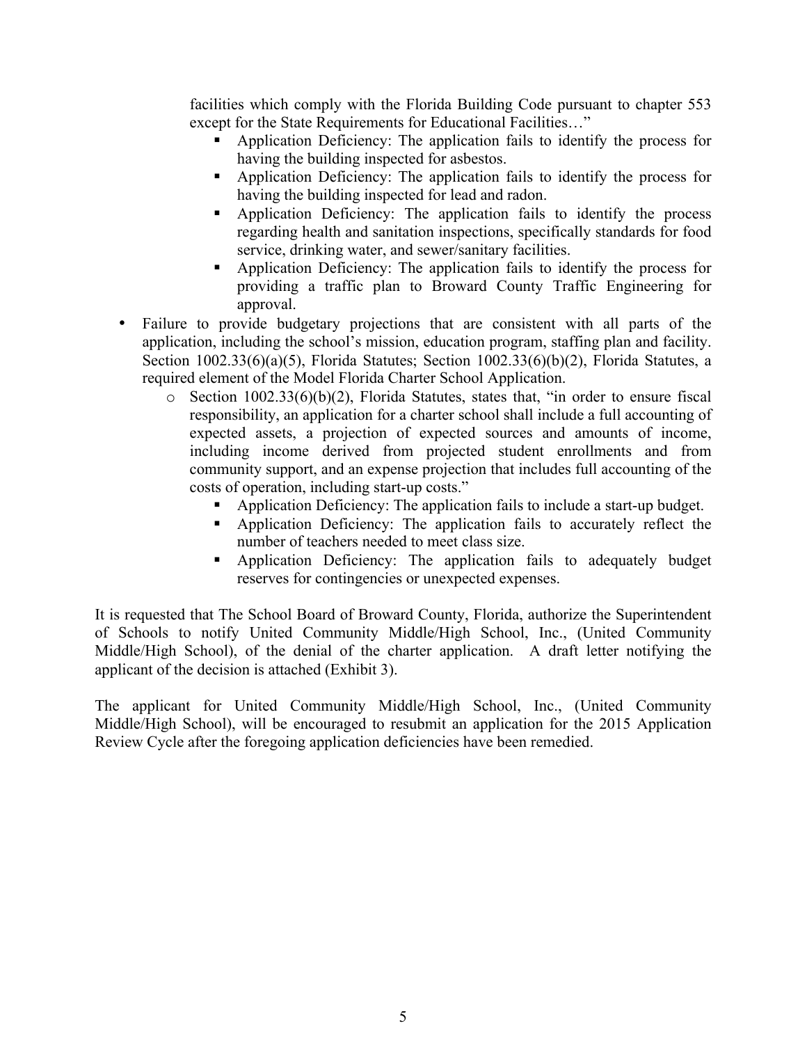facilities which comply with the Florida Building Code pursuant to chapter 553 except for the State Requirements for Educational Facilities…"

    - Application Deficiency: The application fails to identify the process for having the building inspected for asbestos.
    - Application Deficiency: The application fails to identify the process for having the building inspected for lead and radon.
    - Application Deficiency: The application fails to identify the process regarding health and sanitation inspections, specifically standards for food service, drinking water, and sewer/sanitary facilities.
    - Application Deficiency: The application fails to identify the process for providing a traffic plan to Broward County Traffic Engineering for approval.

- Failure to provide budgetary projections that are consistent with all parts of the application, including the school's mission, education program, staffing plan and facility. Section 1002.33(6)(a)(5), Florida Statutes; Section 1002.33(6)(b)(2), Florida Statutes, a required element of the Model Florida Charter School Application.
    - Section 1002.33(6)(b)(2), Florida Statutes, states that, "in order to ensure fiscal responsibility, an application for a charter school shall include a full accounting of expected assets, a projection of expected sources and amounts of income, including income derived from projected student enrollments and from community support, and an expense projection that includes full accounting of the costs of operation, including start-up costs."
        - Application Deficiency: The application fails to include a start-up budget.
        - Application Deficiency: The application fails to accurately reflect the number of teachers needed to meet class size.
        - Application Deficiency: The application fails to adequately budget reserves for contingencies or unexpected expenses.

It is requested that The School Board of Broward County, Florida, authorize the Superintendent of Schools to notify United Community Middle/High School, Inc., (United Community Middle/High School), of the denial of the charter application. A draft letter notifying the applicant of the decision is attached (Exhibit 3).

The applicant for United Community Middle/High School, Inc., (United Community Middle/High School), will be encouraged to resubmit an application for the 2015 Application Review Cycle after the foregoing application deficiencies have been remedied.